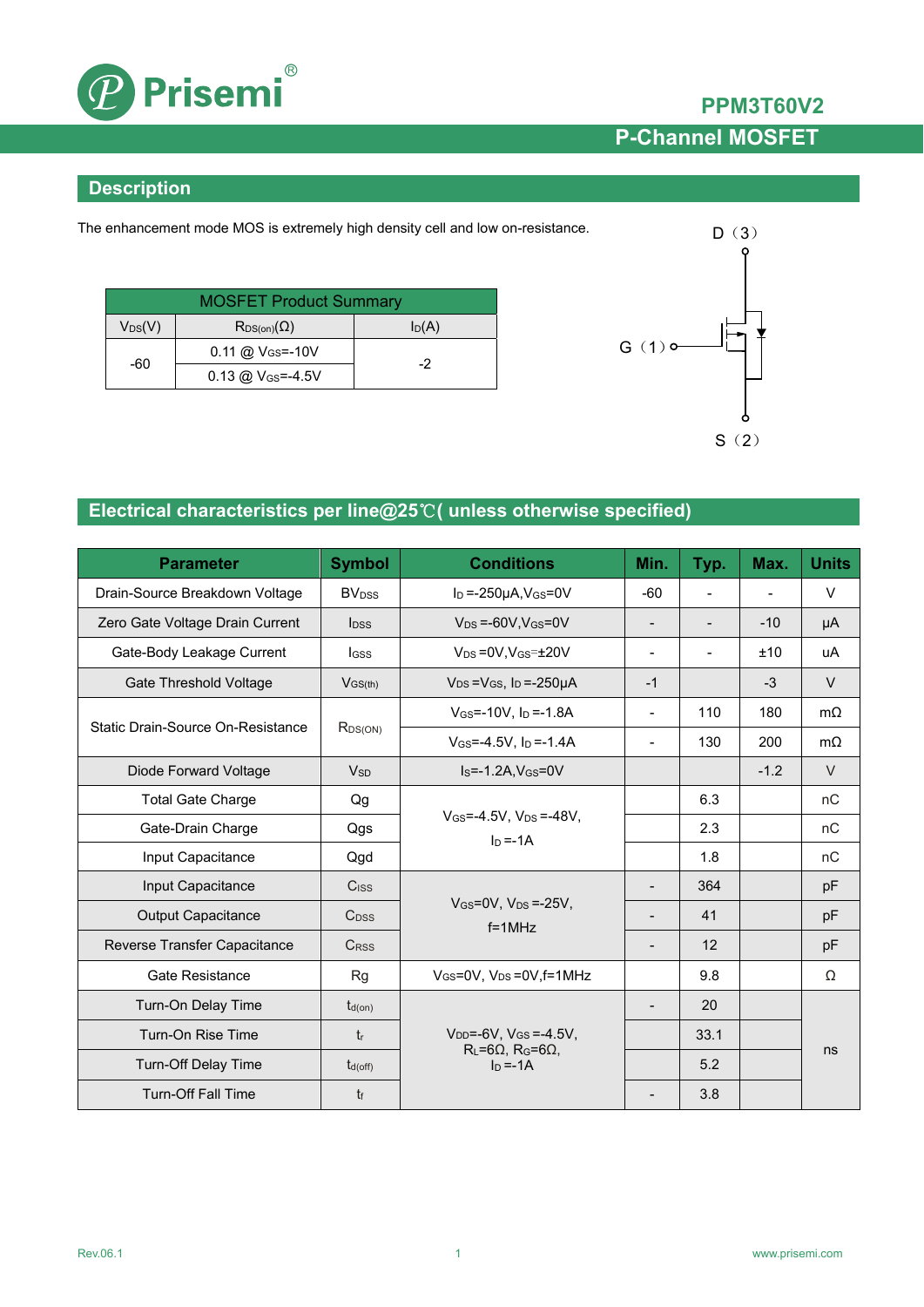# Prisemi®

**PPM3T60V2**

**P-Channel MOSFET**

## Description

The enhancement mode MOS is extremely high density cell and low on-resistance.

| MOSFET Product Summary | | |
|---|---|---|
| $V_{DS}$(V) | $R_{DS(on)}$(Ω) | $I_D$(A) |
| -60 | 0.11 @ $V_{GS}$=-10V | -2 |
| | 0.13 @ $V_{GS}$=-4.5V | |

D（3）

G（1）

S（2）

## Electrical characteristics per line@25℃( unless otherwise specified)

| Parameter | Symbol | Conditions | Min. | Typ. | Max. | Units |
|---|---|---|---|---|---|---|
| Drain-Source Breakdown Voltage | $BV_{DSS}$ | $I_D$ =-250μA,$V_{GS}$=0V | -60 | - | - | V |
| Zero Gate Voltage Drain Current | $I_{DSS}$ | $V_{DS}$ =-60V,$V_{GS}$=0V | - | - | -10 | μA |
| Gate-Body Leakage Current | $I_{GSS}$ | $V_{DS}$ =0V,$V_{GS}$=±20V | - | - | ±10 | uA |
| Gate Threshold Voltage | $V_{GS(th)}$ | $V_{DS}$ =$V_{GS}$, $I_D$ =-250μA | -1 | | -3 | V |
| Static Drain-Source On-Resistance | $R_{DS(ON)}$ | $V_{GS}$=-10V, $I_D$ =-1.8A | - | 110 | 180 | mΩ |
| | | $V_{GS}$=-4.5V, $I_D$ =-1.4A | - | 130 | 200 | mΩ |
| Diode Forward Voltage | $V_{SD}$ | $I_S$=-1.2A,$V_{GS}$=0V | | | -1.2 | V |
| Total Gate Charge | Qg | $V_{GS}$=-4.5V, $V_{DS}$ =-48V, $I_D$ =-1A | | 6.3 | | nC |
| Gate-Drain Charge | Qgs | | | 2.3 | | nC |
| Input Capacitance | Qgd | | | 1.8 | | nC |
| Input Capacitance | $C_{ISS}$ | $V_{GS}$=0V, $V_{DS}$ =-25V, f=1MHz | - | 364 | | pF |
| Output Capacitance | $C_{DSS}$ | | - | 41 | | pF |
| Reverse Transfer Capacitance | $C_{RSS}$ | | - | 12 | | pF |
| Gate Resistance | Rg | $V_{GS}$=0V, $V_{DS}$ =0V,f=1MHz | | 9.8 | | Ω |
| Turn-On Delay Time | $t_{d(on)}$ | $V_{DD}$=-6V, $V_{GS}$ =-4.5V, $R_L$=6Ω, $R_G$=6Ω, $I_D$ =-1A | - | 20 | | ns |
| Turn-On Rise Time | $t_r$ | | | 33.1 | | |
| Turn-Off Delay Time | $t_{d(off)}$ | | | 5.2 | | |
| Turn-Off Fall Time | $t_f$ | | - | 3.8 | | |

Rev.06.1

www.prisemi.com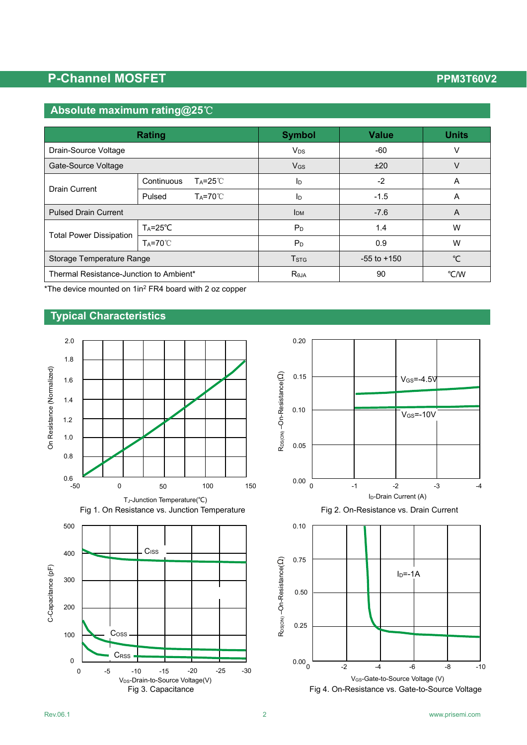## Absolute maximum rating@25℃

| Rating | | | Symbol | Value | Units |
|---|---|---|---|---|---|
| Drain-Source Voltage | | | $V_{DS}$ | -60 | V |
| Gate-Source Voltage | | | $V_{GS}$ | ±20 | V |
| Drain Current | Continuous | $T_A$=25℃ | $I_D$ | -2 | A |
| | Pulsed | $T_A$=70℃ | $I_D$ | -1.5 | A |
| Pulsed Drain Current | | | $I_{DM}$ | -7.6 | A |
| Total Power Dissipation | $T_A$=25℃ | | $P_D$ | 1.4 | W |
| | $T_A$=70℃ | | $P_D$ | 0.9 | W |
| Storage Temperature Range | | | $T_{STG}$ | -55 to +150 | ℃ |
| Thermal Resistance-Junction to Ambient* | | | $R_{\theta JA}$ | 90 | ℃/W |

*The device mounted on 1in[2] FR4 board with 2 oz copper

## Typical Characteristics

Fig 1. On Resistance vs. Junction Temperature

Fig 2. On-Resistance vs. Drain Current

Fig 3. Capacitance

Fig 4. On-Resistance vs. Gate-to-Source Voltage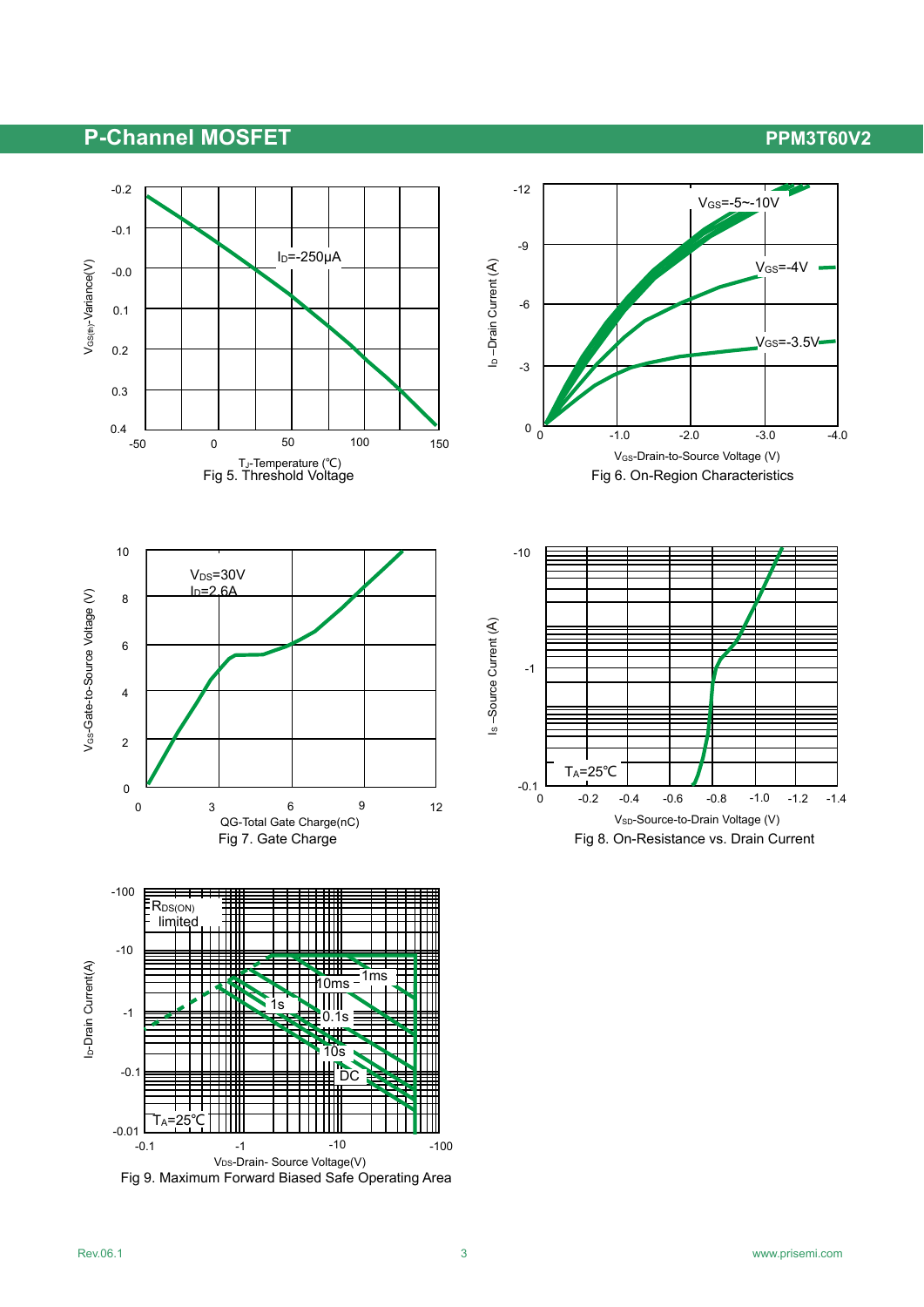## P-Channel MOSFET

### PPM3T60V2

$I_D$=-250μA

$V_{GS(th)}$-Variance(V)

$T_J$-Temperature (℃)

Fig 5. Threshold Voltage

$V_{GS}$=-5~-10V

$V_{GS}$=-4V

$V_{GS}$=-3.5V

$I_D$ –Drain Current (A)

$V_{GS}$-Drain-to-Source Voltage (V)

Fig 6. On-Region Characteristics

$V_{DS}$=30V
$I_D$=2.6A

$V_{GS}$-Gate-to-Source Voltage (V)

QG-Total Gate Charge(nC)

Fig 7. Gate Charge

$T_A$=25℃

$I_S$ –Source Current (A)

$V_{SD}$-Source-to-Drain Voltage (V)

Fig 8. On-Resistance vs. Drain Current

$R_{DS(ON)}$ limited

1ms, 10ms, 0.1s, 1s, 10s, DC

$T_A$=25℃

$I_D$-Drain Current(A)

$V_{DS}$-Drain- Source Voltage(V)

Fig 9. Maximum Forward Biased Safe Operating Area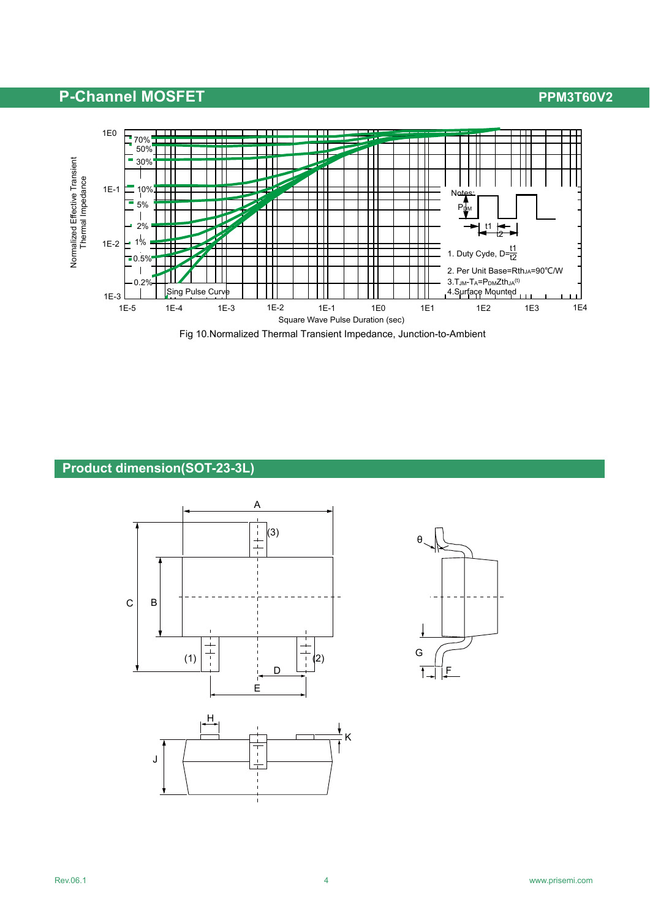## P-Channel MOSFET

Normalized Effective Transient Thermal Impedance

Notes:

1. Duty Cyde, $D=\frac{t1}{t2}$
2. Per Unit Base=$R_{thJA}$=90℃/W
3. $T_{JM}-T_A=P_{DM}Zth_{JA}^{(t)}$
4. Surface Mounted

Square Wave Pulse Duration (sec)

Fig 10.Normalized Thermal Transient Impedance, Junction-to-Ambient

## Product dimension(SOT-23-3L)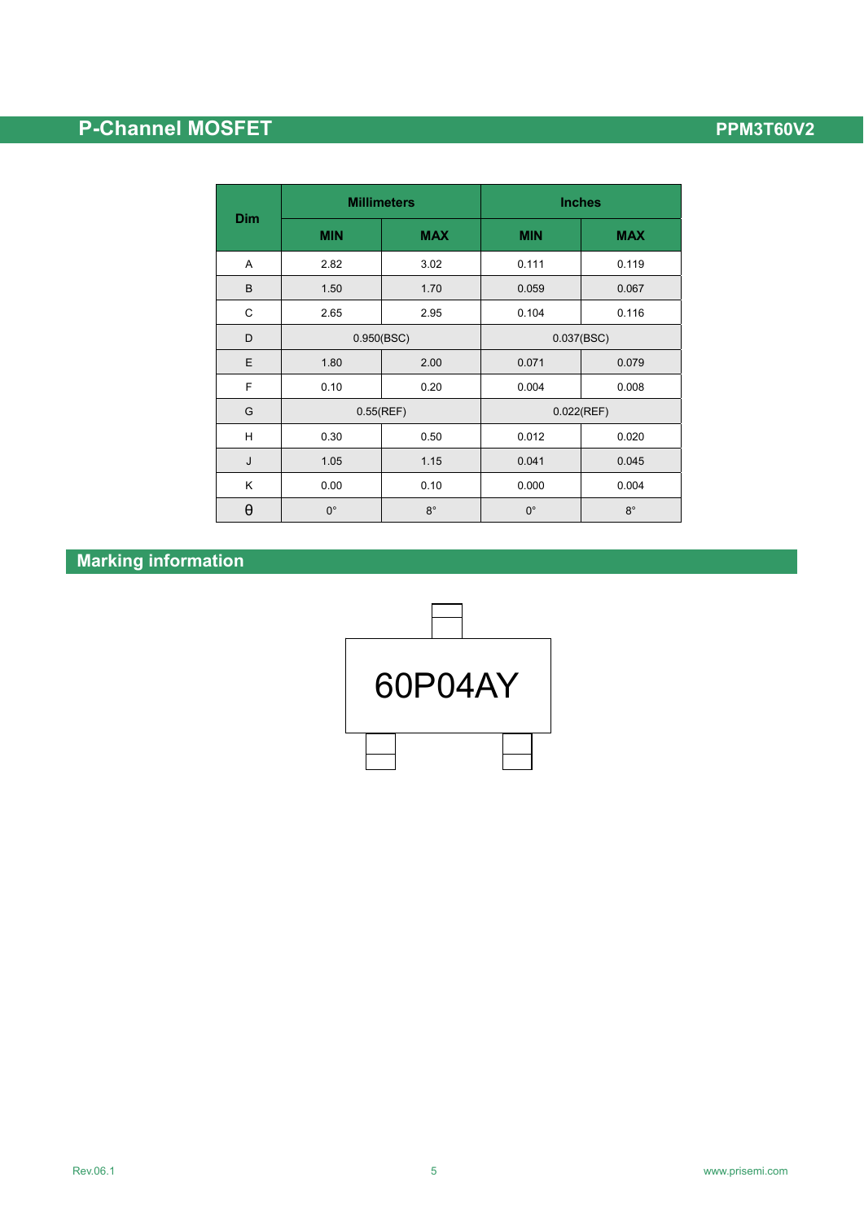| Dim | Millimeters | | Inches | |
|---|---|---|---|---|
| | MIN | MAX | MIN | MAX |
| A | 2.82 | 3.02 | 0.111 | 0.119 |
| B | 1.50 | 1.70 | 0.059 | 0.067 |
| C | 2.65 | 2.95 | 0.104 | 0.116 |
| D | 0.950(BSC) | | 0.037(BSC) | |
| E | 1.80 | 2.00 | 0.071 | 0.079 |
| F | 0.10 | 0.20 | 0.004 | 0.008 |
| G | 0.55(REF) | | 0.022(REF) | |
| H | 0.30 | 0.50 | 0.012 | 0.020 |
| J | 1.05 | 1.15 | 0.041 | 0.045 |
| K | 0.00 | 0.10 | 0.000 | 0.004 |
| θ | 0° | 8° | 0° | 8° |

## Marking information

60P04AY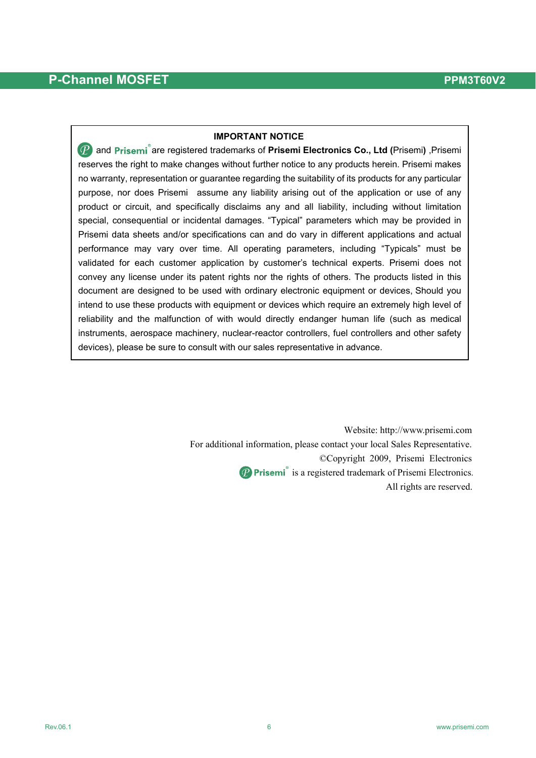## IMPORTANT NOTICE

and **Prisemi**® are registered trademarks of **Prisemi Electronics Co., Ltd (**Prisemi**)** ,Prisemi reserves the right to make changes without further notice to any products herein. Prisemi makes no warranty, representation or guarantee regarding the suitability of its products for any particular purpose, nor does Prisemi assume any liability arising out of the application or use of any product or circuit, and specifically disclaims any and all liability, including without limitation special, consequential or incidental damages. "Typical" parameters which may be provided in Prisemi data sheets and/or specifications can and do vary in different applications and actual performance may vary over time. All operating parameters, including "Typicals" must be validated for each customer application by customer's technical experts. Prisemi does not convey any license under its patent rights nor the rights of others. The products listed in this document are designed to be used with ordinary electronic equipment or devices, Should you intend to use these products with equipment or devices which require an extremely high level of reliability and the malfunction of with would directly endanger human life (such as medical instruments, aerospace machinery, nuclear-reactor controllers, fuel controllers and other safety devices), please be sure to consult with our sales representative in advance.

Website: http://www.prisemi.com
For additional information, please contact your local Sales Representative.
©Copyright 2009, Prisemi Electronics
Prisemi® is a registered trademark of Prisemi Electronics.
All rights are reserved.